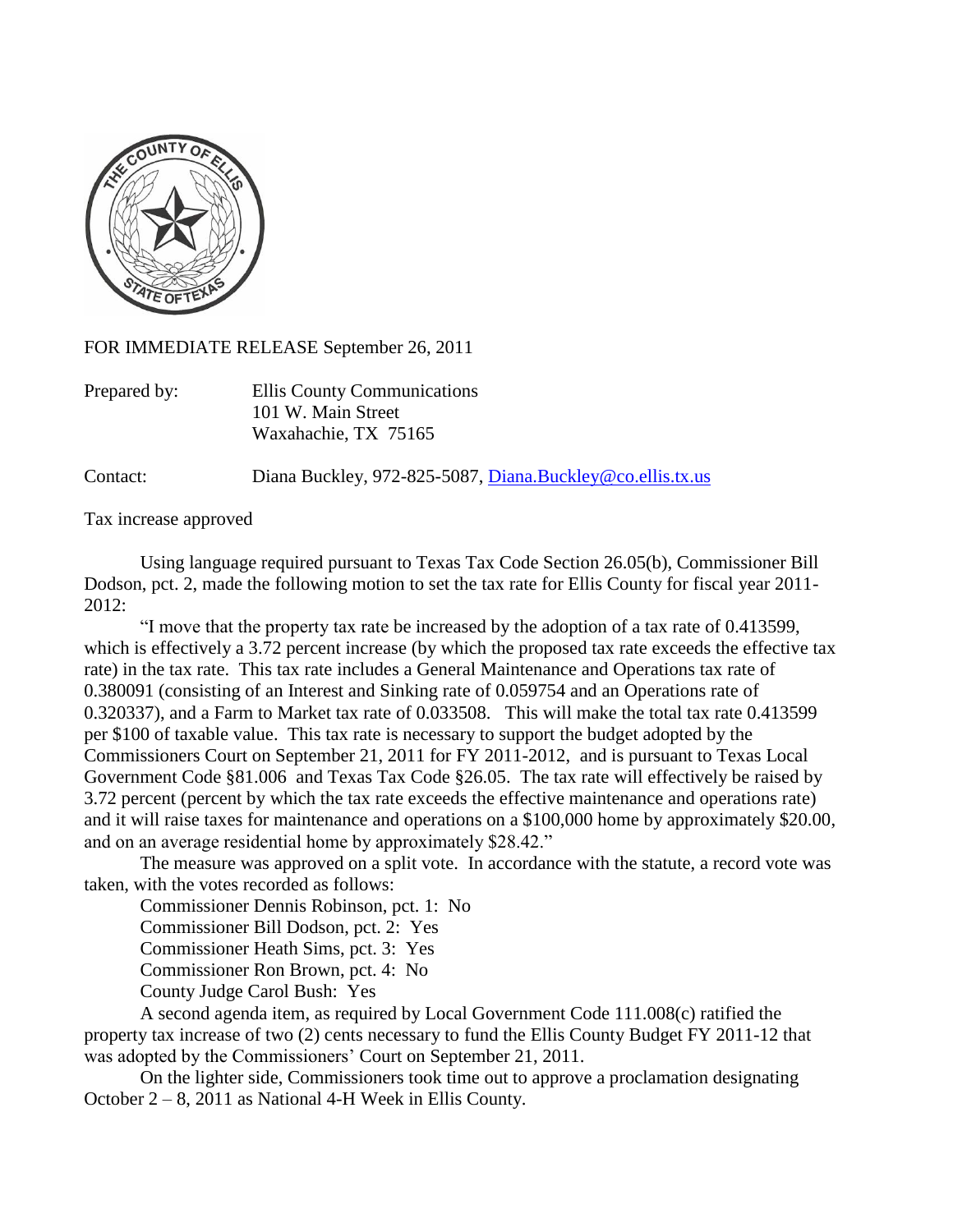FOR IMMEDIATE RELEASE September 26, 2011

Prepared by: Ellis County Communications
101 W. Main Street
Waxahachie, TX 75165

Contact: Diana Buckley, 972-825-5087, Diana.Buckley@co.ellis.tx.us

Tax increase approved

Using language required pursuant to Texas Tax Code Section 26.05(b), Commissioner Bill Dodson, pct. 2, made the following motion to set the tax rate for Ellis County for fiscal year 2011-2012:

"I move that the property tax rate be increased by the adoption of a tax rate of 0.413599, which is effectively a 3.72 percent increase (by which the proposed tax rate exceeds the effective tax rate) in the tax rate. This tax rate includes a General Maintenance and Operations tax rate of 0.380091 (consisting of an Interest and Sinking rate of 0.059754 and an Operations rate of 0.320337), and a Farm to Market tax rate of 0.033508. This will make the total tax rate 0.413599 per $100 of taxable value. This tax rate is necessary to support the budget adopted by the Commissioners Court on September 21, 2011 for FY 2011-2012, and is pursuant to Texas Local Government Code §81.006 and Texas Tax Code §26.05. The tax rate will effectively be raised by 3.72 percent (percent by which the tax rate exceeds the effective maintenance and operations rate) and it will raise taxes for maintenance and operations on a $100,000 home by approximately $20.00, and on an average residential home by approximately $28.42."

The measure was approved on a split vote. In accordance with the statute, a record vote was taken, with the votes recorded as follows:

Commissioner Dennis Robinson, pct. 1: No
Commissioner Bill Dodson, pct. 2: Yes
Commissioner Heath Sims, pct. 3: Yes
Commissioner Ron Brown, pct. 4: No
County Judge Carol Bush: Yes

A second agenda item, as required by Local Government Code 111.008(c) ratified the property tax increase of two (2) cents necessary to fund the Ellis County Budget FY 2011-12 that was adopted by the Commissioners' Court on September 21, 2011.

On the lighter side, Commissioners took time out to approve a proclamation designating October 2 – 8, 2011 as National 4-H Week in Ellis County.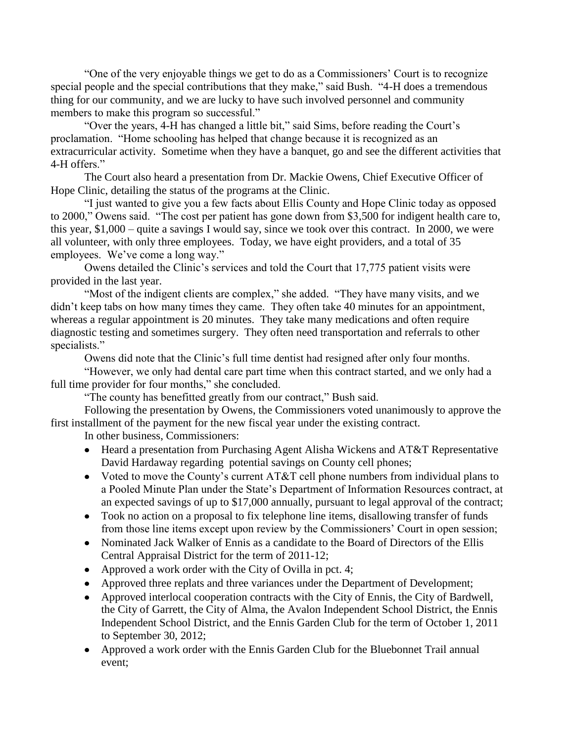"One of the very enjoyable things we get to do as a Commissioners' Court is to recognize special people and the special contributions that they make," said Bush. "4-H does a tremendous thing for our community, and we are lucky to have such involved personnel and community members to make this program so successful."

"Over the years, 4-H has changed a little bit," said Sims, before reading the Court's proclamation. "Home schooling has helped that change because it is recognized as an extracurricular activity. Sometime when they have a banquet, go and see the different activities that 4-H offers."

The Court also heard a presentation from Dr. Mackie Owens, Chief Executive Officer of Hope Clinic, detailing the status of the programs at the Clinic.

"I just wanted to give you a few facts about Ellis County and Hope Clinic today as opposed to 2000," Owens said. "The cost per patient has gone down from $3,500 for indigent health care to, this year, $1,000 – quite a savings I would say, since we took over this contract. In 2000, we were all volunteer, with only three employees. Today, we have eight providers, and a total of 35 employees. We've come a long way."

Owens detailed the Clinic's services and told the Court that 17,775 patient visits were provided in the last year.

"Most of the indigent clients are complex," she added. "They have many visits, and we didn't keep tabs on how many times they came. They often take 40 minutes for an appointment, whereas a regular appointment is 20 minutes. They take many medications and often require diagnostic testing and sometimes surgery. They often need transportation and referrals to other specialists."

Owens did note that the Clinic's full time dentist had resigned after only four months.

"However, we only had dental care part time when this contract started, and we only had a full time provider for four months," she concluded.

"The county has benefitted greatly from our contract," Bush said.

Following the presentation by Owens, the Commissioners voted unanimously to approve the first installment of the payment for the new fiscal year under the existing contract.

In other business, Commissioners:

- Heard a presentation from Purchasing Agent Alisha Wickens and AT&T Representative David Hardaway regarding potential savings on County cell phones;
- Voted to move the County's current AT&T cell phone numbers from individual plans to a Pooled Minute Plan under the State's Department of Information Resources contract, at an expected savings of up to $17,000 annually, pursuant to legal approval of the contract;
- Took no action on a proposal to fix telephone line items, disallowing transfer of funds from those line items except upon review by the Commissioners' Court in open session;
- Nominated Jack Walker of Ennis as a candidate to the Board of Directors of the Ellis Central Appraisal District for the term of 2011-12;
- Approved a work order with the City of Ovilla in pct. 4;
- Approved three replats and three variances under the Department of Development;
- Approved interlocal cooperation contracts with the City of Ennis, the City of Bardwell, the City of Garrett, the City of Alma, the Avalon Independent School District, the Ennis Independent School District, and the Ennis Garden Club for the term of October 1, 2011 to September 30, 2012;
- Approved a work order with the Ennis Garden Club for the Bluebonnet Trail annual event;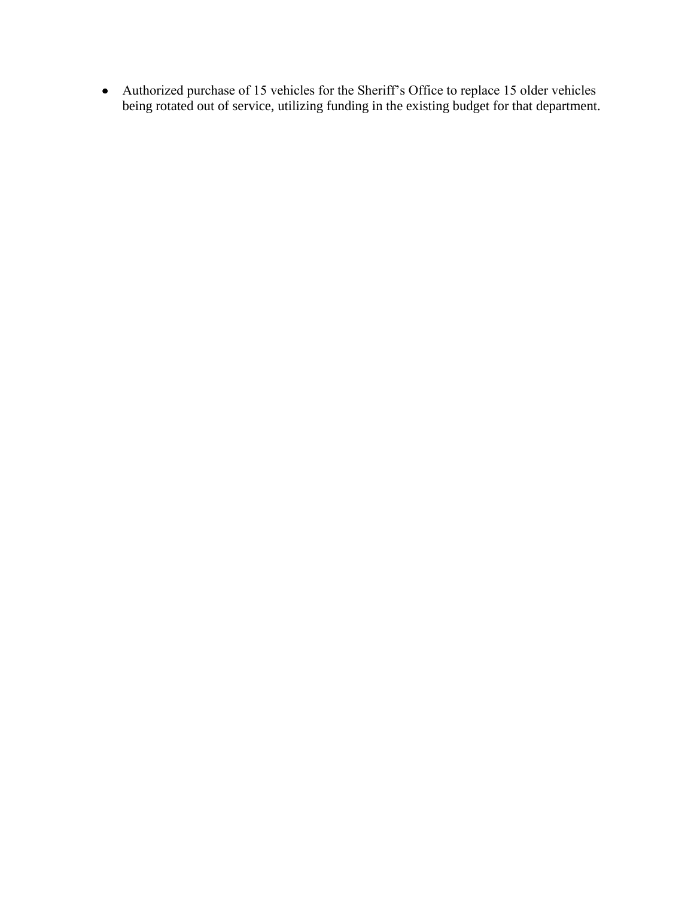- Authorized purchase of 15 vehicles for the Sheriff's Office to replace 15 older vehicles being rotated out of service, utilizing funding in the existing budget for that department.